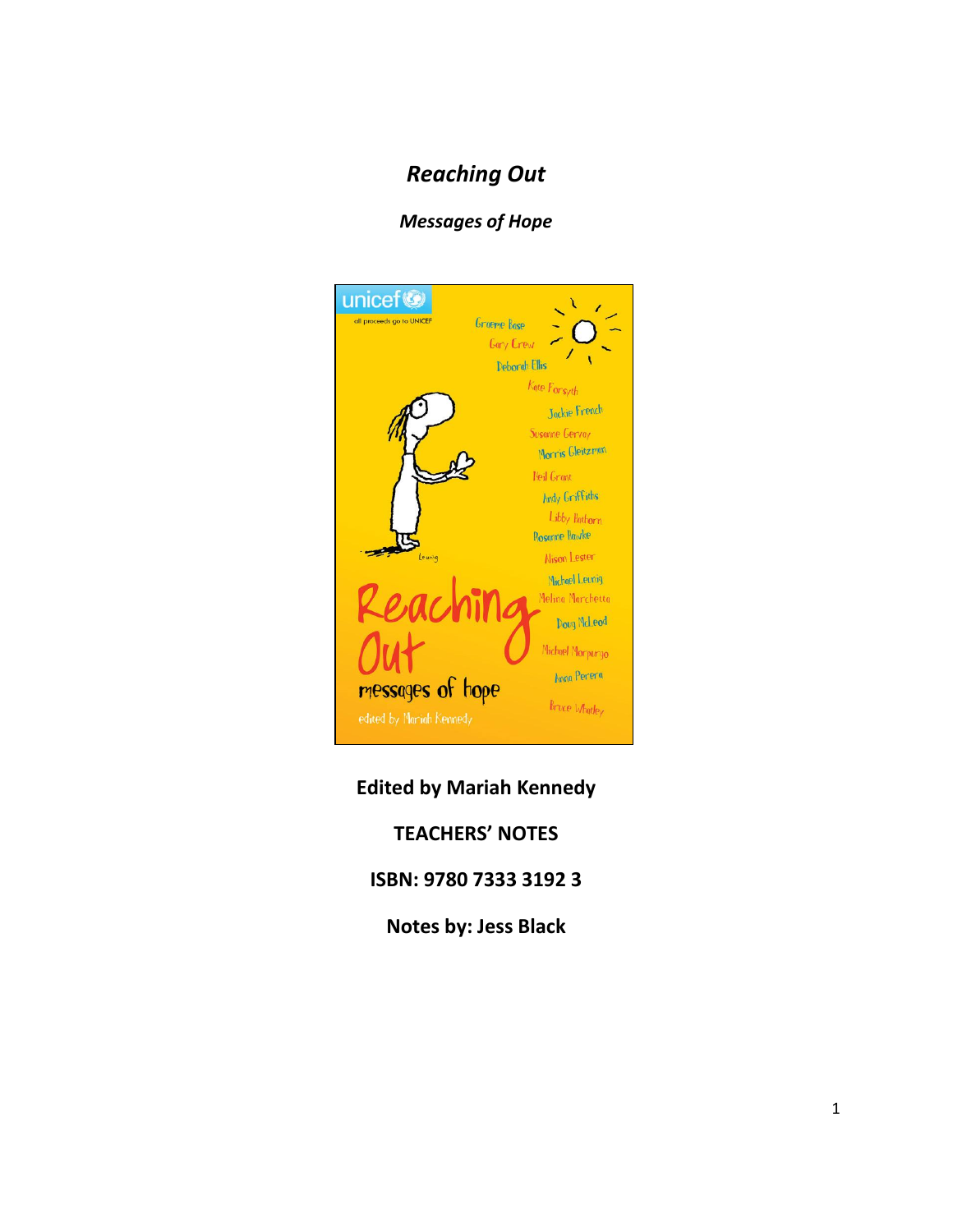# *Reaching Out*

## *Messages of Hope*

**Edited by Mariah Kennedy**

**TEACHERS' NOTES**

**ISBN: 9780 7333 3192 3**

**Notes by: Jess Black**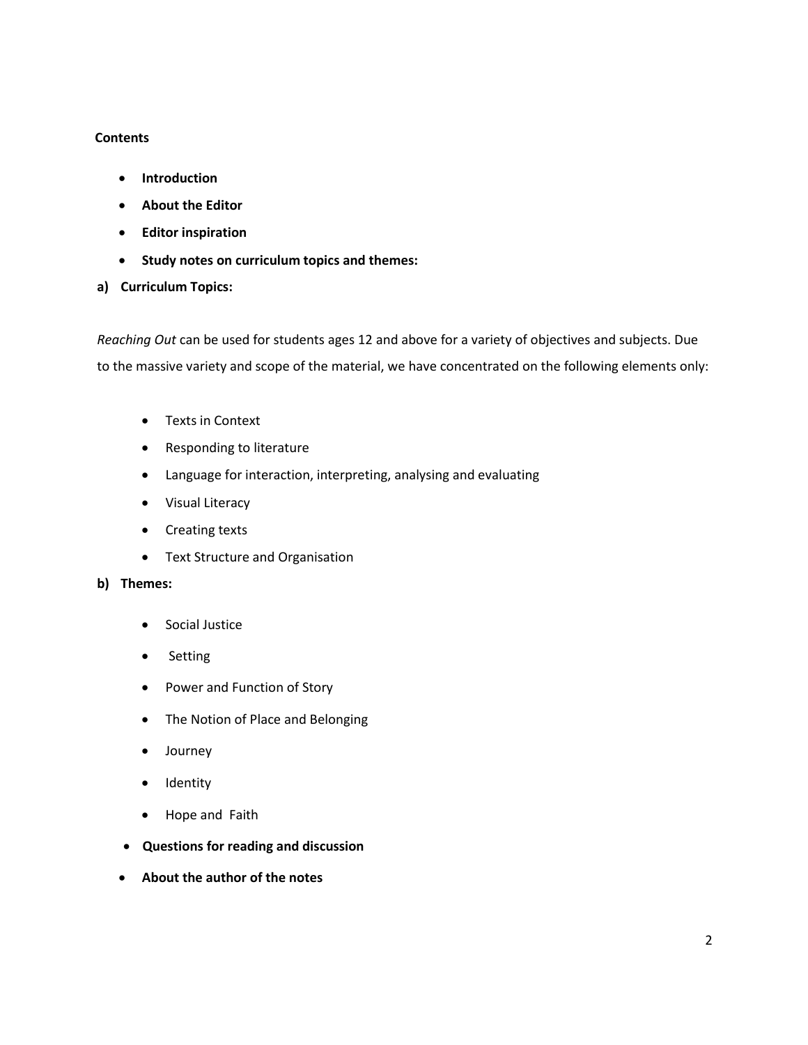**Contents**

- **Introduction**
- **About the Editor**
- **Editor inspiration**
- **Study notes on curriculum topics and themes:**

**a) Curriculum Topics:**

*Reaching Out* can be used for students ages 12 and above for a variety of objectives and subjects. Due to the massive variety and scope of the material, we have concentrated on the following elements only:

- Texts in Context
- Responding to literature
- Language for interaction, interpreting, analysing and evaluating
- Visual Literacy
- Creating texts
- Text Structure and Organisation

**b) Themes:**

- Social Justice
- Setting
- Power and Function of Story
- The Notion of Place and Belonging
- Journey
- Identity
- Hope and Faith

- **Questions for reading and discussion**
- **About the author of the notes**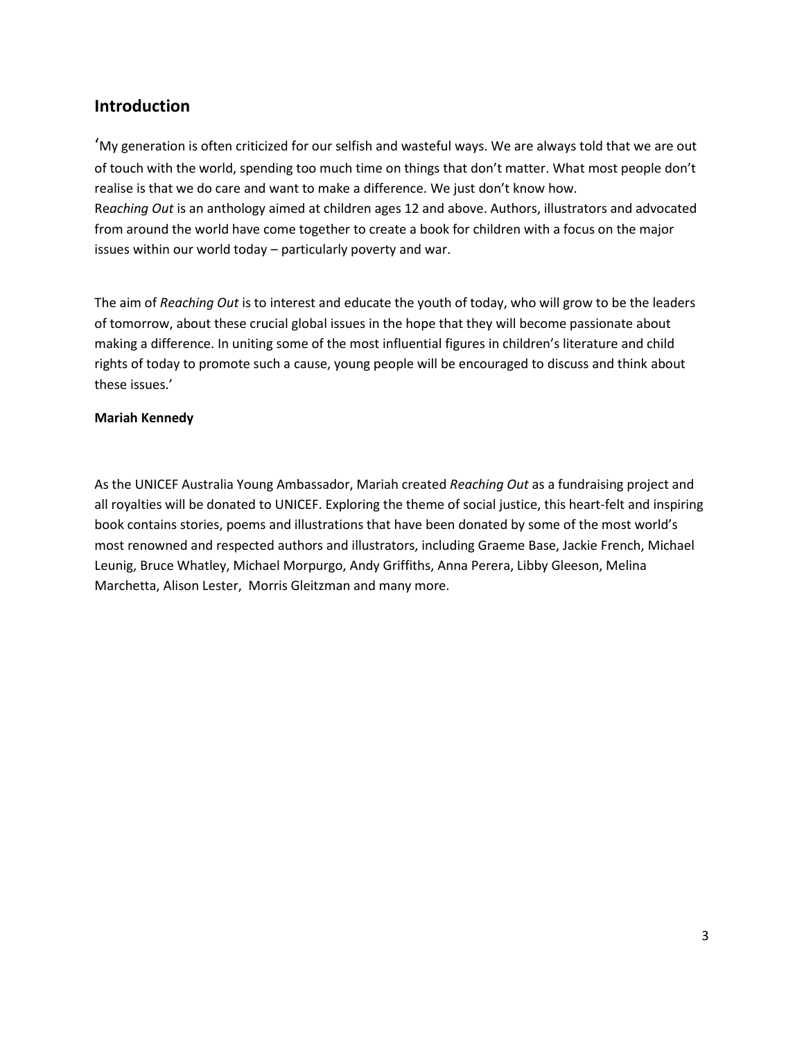## Introduction

'My generation is often criticized for our selfish and wasteful ways. We are always told that we are out of touch with the world, spending too much time on things that don't matter. What most people don't realise is that we do care and want to make a difference. We just don't know how.
Re*aching Out* is an anthology aimed at children ages 12 and above. Authors, illustrators and advocated from around the world have come together to create a book for children with a focus on the major issues within our world today – particularly poverty and war.

The aim of *Reaching Out* is to interest and educate the youth of today, who will grow to be the leaders of tomorrow, about these crucial global issues in the hope that they will become passionate about making a difference. In uniting some of the most influential figures in children's literature and child rights of today to promote such a cause, young people will be encouraged to discuss and think about these issues.'

**Mariah Kennedy**

As the UNICEF Australia Young Ambassador, Mariah created *Reaching Out* as a fundraising project and all royalties will be donated to UNICEF. Exploring the theme of social justice, this heart-felt and inspiring book contains stories, poems and illustrations that have been donated by some of the most world's most renowned and respected authors and illustrators, including Graeme Base, Jackie French, Michael Leunig, Bruce Whatley, Michael Morpurgo, Andy Griffiths, Anna Perera, Libby Gleeson, Melina Marchetta, Alison Lester, Morris Gleitzman and many more.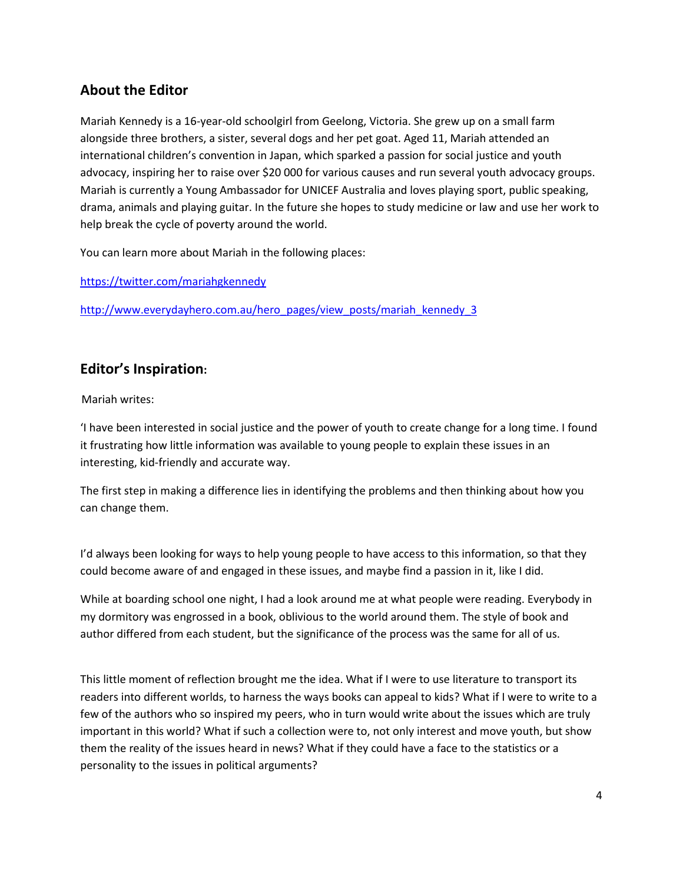## About the Editor

Mariah Kennedy is a 16-year-old schoolgirl from Geelong, Victoria. She grew up on a small farm alongside three brothers, a sister, several dogs and her pet goat. Aged 11, Mariah attended an international children's convention in Japan, which sparked a passion for social justice and youth advocacy, inspiring her to raise over $20 000 for various causes and run several youth advocacy groups. Mariah is currently a Young Ambassador for UNICEF Australia and loves playing sport, public speaking, drama, animals and playing guitar. In the future she hopes to study medicine or law and use her work to help break the cycle of poverty around the world.

You can learn more about Mariah in the following places:

https://twitter.com/mariahgkennedy

http://www.everydayhero.com.au/hero_pages/view_posts/mariah_kennedy_3

## Editor's Inspiration:

Mariah writes:

'I have been interested in social justice and the power of youth to create change for a long time. I found it frustrating how little information was available to young people to explain these issues in an interesting, kid-friendly and accurate way.

The first step in making a difference lies in identifying the problems and then thinking about how you can change them.

I'd always been looking for ways to help young people to have access to this information, so that they could become aware of and engaged in these issues, and maybe find a passion in it, like I did.

While at boarding school one night, I had a look around me at what people were reading. Everybody in my dormitory was engrossed in a book, oblivious to the world around them. The style of book and author differed from each student, but the significance of the process was the same for all of us.

This little moment of reflection brought me the idea. What if I were to use literature to transport its readers into different worlds, to harness the ways books can appeal to kids? What if I were to write to a few of the authors who so inspired my peers, who in turn would write about the issues which are truly important in this world? What if such a collection were to, not only interest and move youth, but show them the reality of the issues heard in news? What if they could have a face to the statistics or a personality to the issues in political arguments?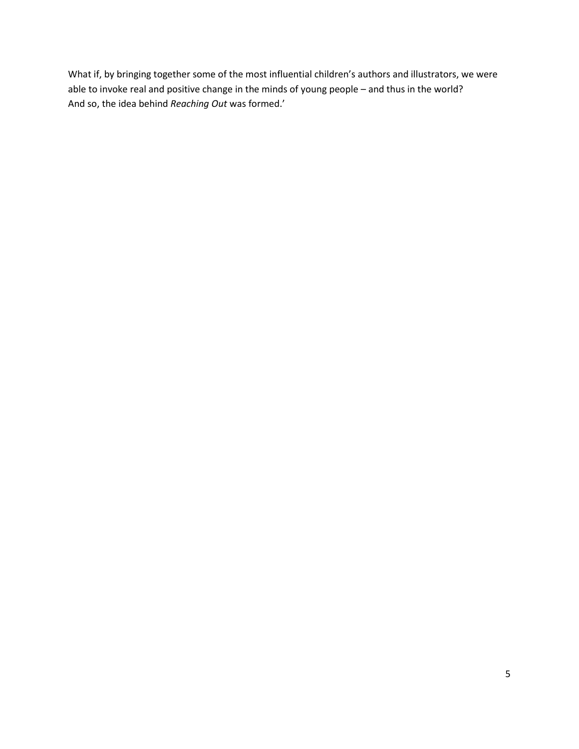What if, by bringing together some of the most influential children's authors and illustrators, we were able to invoke real and positive change in the minds of young people – and thus in the world?
And so, the idea behind *Reaching Out* was formed.'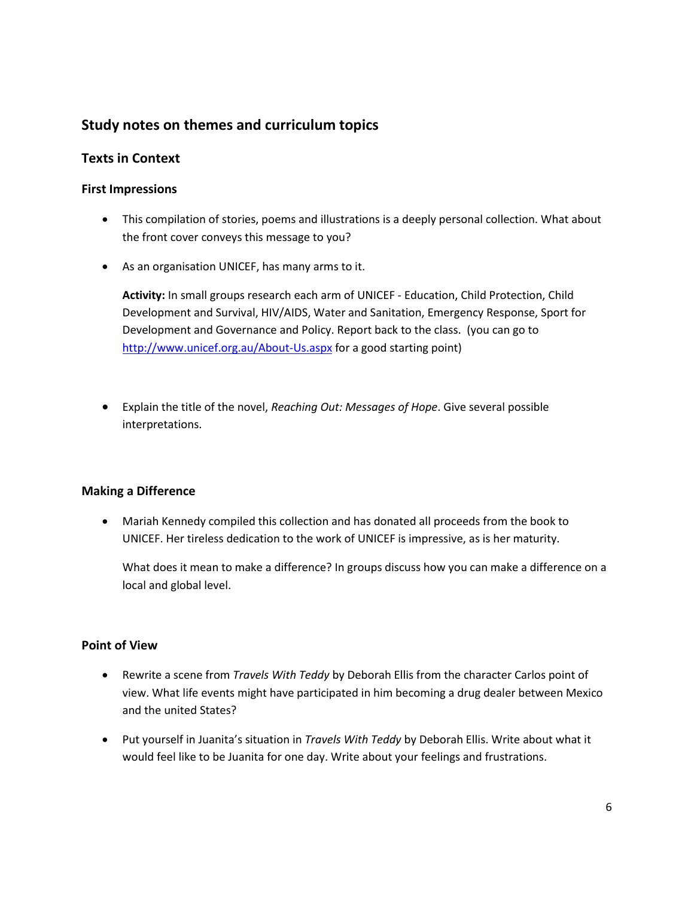## Study notes on themes and curriculum topics

### Texts in Context

#### First Impressions

- This compilation of stories, poems and illustrations is a deeply personal collection. What about the front cover conveys this message to you?

- As an organisation UNICEF, has many arms to it.

  **Activity:** In small groups research each arm of UNICEF - Education, Child Protection, Child Development and Survival, HIV/AIDS, Water and Sanitation, Emergency Response, Sport for Development and Governance and Policy. Report back to the class. (you can go to [http://www.unicef.org.au/About-Us.aspx](http://www.unicef.org.au/About-Us.aspx) for a good starting point)

- Explain the title of the novel, *Reaching Out: Messages of Hope*. Give several possible interpretations.

#### Making a Difference

- Mariah Kennedy compiled this collection and has donated all proceeds from the book to UNICEF. Her tireless dedication to the work of UNICEF is impressive, as is her maturity.

  What does it mean to make a difference? In groups discuss how you can make a difference on a local and global level.

#### Point of View

- Rewrite a scene from *Travels With Teddy* by Deborah Ellis from the character Carlos point of view. What life events might have participated in him becoming a drug dealer between Mexico and the united States?

- Put yourself in Juanita's situation in *Travels With Teddy* by Deborah Ellis. Write about what it would feel like to be Juanita for one day. Write about your feelings and frustrations.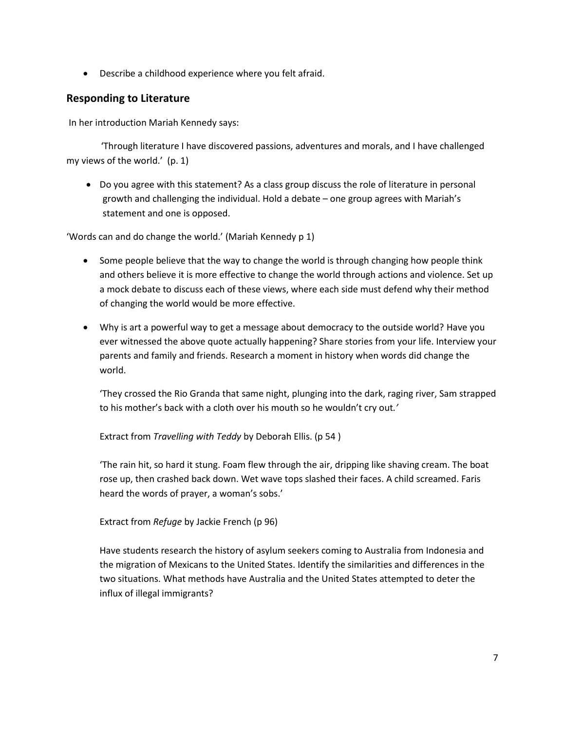- Describe a childhood experience where you felt afraid.

## Responding to Literature

In her introduction Mariah Kennedy says:

'Through literature I have discovered passions, adventures and morals, and I have challenged my views of the world.' (p. 1)

- Do you agree with this statement? As a class group discuss the role of literature in personal growth and challenging the individual. Hold a debate – one group agrees with Mariah's statement and one is opposed.

'Words can and do change the world.' (Mariah Kennedy p 1)

- Some people believe that the way to change the world is through changing how people think and others believe it is more effective to change the world through actions and violence. Set up a mock debate to discuss each of these views, where each side must defend why their method of changing the world would be more effective.
- Why is art a powerful way to get a message about democracy to the outside world? Have you ever witnessed the above quote actually happening? Share stories from your life. Interview your parents and family and friends. Research a moment in history when words did change the world.

  'They crossed the Rio Granda that same night, plunging into the dark, raging river, Sam strapped to his mother's back with a cloth over his mouth so he wouldn't cry out.'

  Extract from *Travelling with Teddy* by Deborah Ellis. (p 54 )

  'The rain hit, so hard it stung. Foam flew through the air, dripping like shaving cream. The boat rose up, then crashed back down. Wet wave tops slashed their faces. A child screamed. Faris heard the words of prayer, a woman's sobs.'

  Extract from *Refuge* by Jackie French (p 96)

  Have students research the history of asylum seekers coming to Australia from Indonesia and the migration of Mexicans to the United States. Identify the similarities and differences in the two situations. What methods have Australia and the United States attempted to deter the influx of illegal immigrants?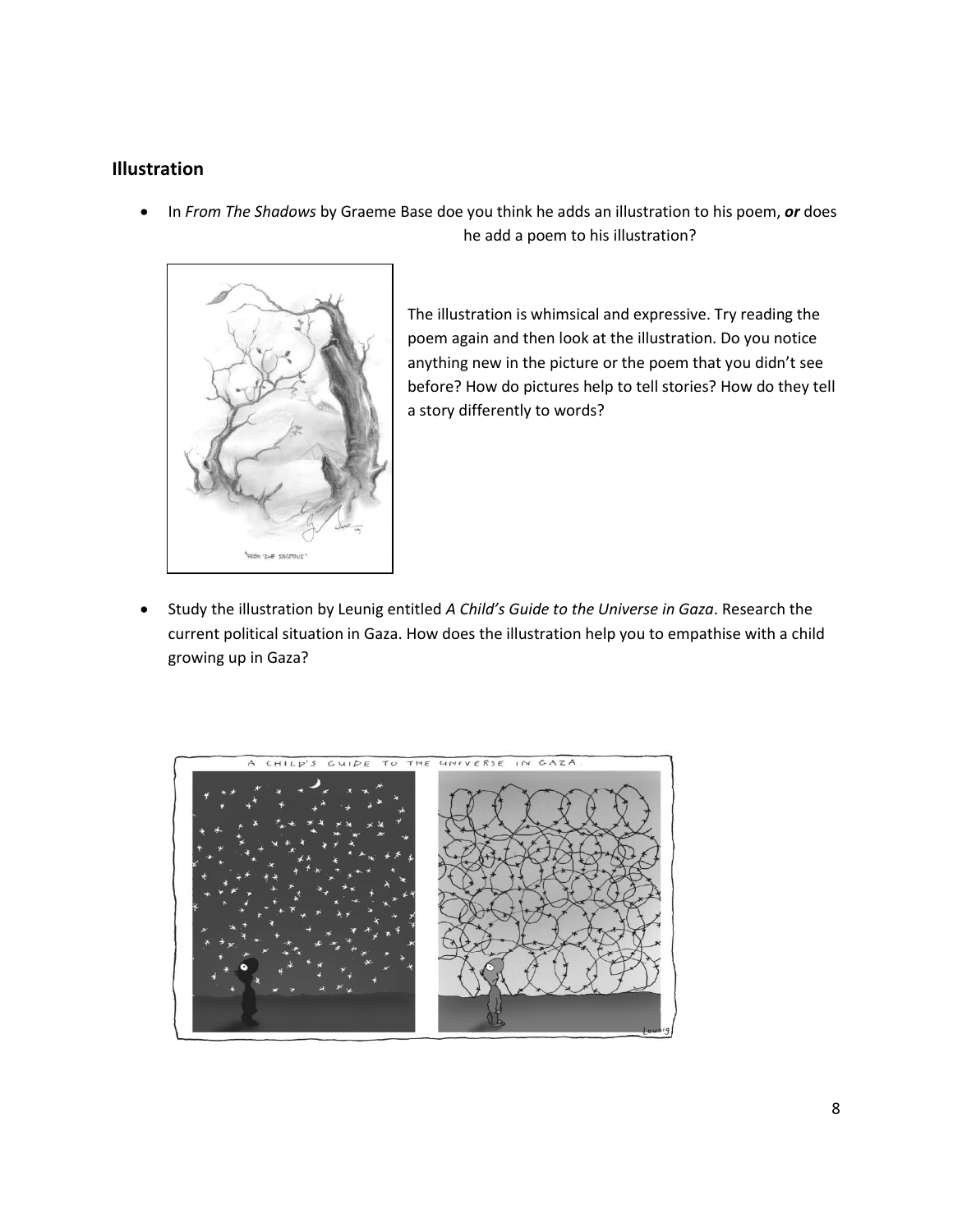## Illustration

- In *From The Shadows* by Graeme Base doe you think he adds an illustration to his poem, ***or*** does he add a poem to his illustration?

The illustration is whimsical and expressive. Try reading the poem again and then look at the illustration. Do you notice anything new in the picture or the poem that you didn't see before? How do pictures help to tell stories? How do they tell a story differently to words?

- Study the illustration by Leunig entitled *A Child's Guide to the Universe in Gaza*. Research the current political situation in Gaza. How does the illustration help you to empathise with a child growing up in Gaza?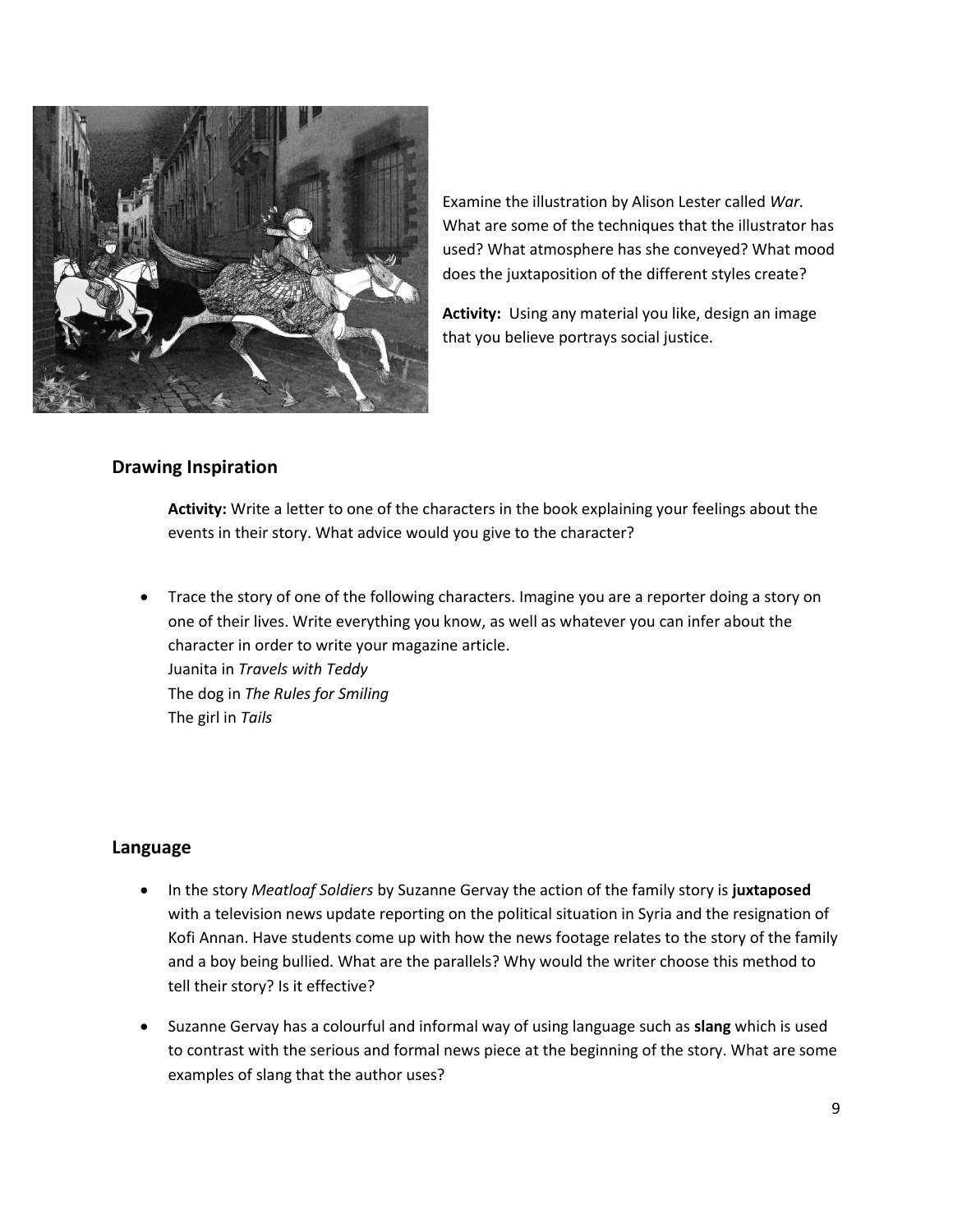Examine the illustration by Alison Lester called *War.* What are some of the techniques that the illustrator has used? What atmosphere has she conveyed? What mood does the juxtaposition of the different styles create?

**Activity:** Using any material you like, design an image that you believe portrays social justice.

## Drawing Inspiration

**Activity:** Write a letter to one of the characters in the book explaining your feelings about the events in their story. What advice would you give to the character?

- Trace the story of one of the following characters. Imagine you are a reporter doing a story on one of their lives. Write everything you know, as well as whatever you can infer about the character in order to write your magazine article.
  Juanita in *Travels with Teddy*
  The dog in *The Rules for Smiling*
  The girl in *Tails*

## Language

- In the story *Meatloaf Soldiers* by Suzanne Gervay the action of the family story is **juxtaposed** with a television news update reporting on the political situation in Syria and the resignation of Kofi Annan. Have students come up with how the news footage relates to the story of the family and a boy being bullied. What are the parallels? Why would the writer choose this method to tell their story? Is it effective?
- Suzanne Gervay has a colourful and informal way of using language such as **slang** which is used to contrast with the serious and formal news piece at the beginning of the story. What are some examples of slang that the author uses?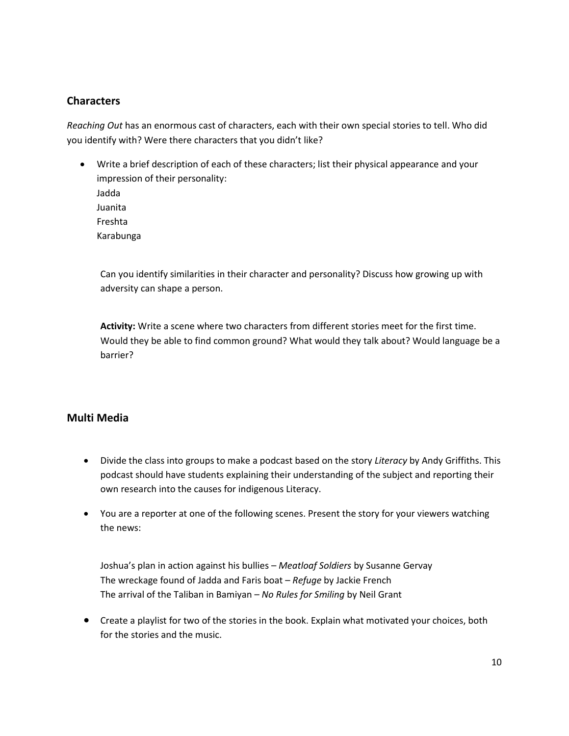## Characters

*Reaching Out* has an enormous cast of characters, each with their own special stories to tell. Who did you identify with? Were there characters that you didn't like?

- Write a brief description of each of these characters; list their physical appearance and your impression of their personality:
  Jadda
  Juanita
  Freshta
  Karabunga

  Can you identify similarities in their character and personality? Discuss how growing up with adversity can shape a person.

  **Activity:** Write a scene where two characters from different stories meet for the first time. Would they be able to find common ground? What would they talk about? Would language be a barrier?

## Multi Media

- Divide the class into groups to make a podcast based on the story *Literacy* by Andy Griffiths. This podcast should have students explaining their understanding of the subject and reporting their own research into the causes for indigenous Literacy.

- You are a reporter at one of the following scenes. Present the story for your viewers watching the news:

  Joshua's plan in action against his bullies – *Meatloaf Soldiers* by Susanne Gervay
  The wreckage found of Jadda and Faris boat – *Refuge* by Jackie French
  The arrival of the Taliban in Bamiyan – *No Rules for Smiling* by Neil Grant

- Create a playlist for two of the stories in the book. Explain what motivated your choices, both for the stories and the music.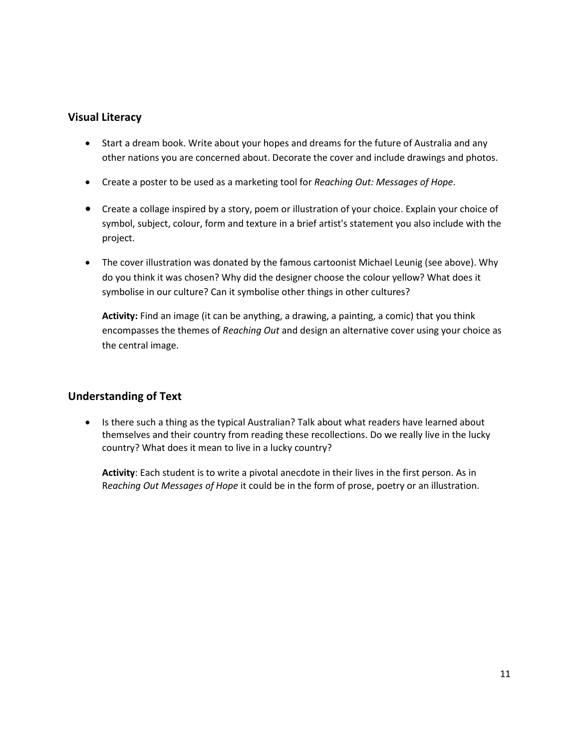## Visual Literacy

- Start a dream book. Write about your hopes and dreams for the future of Australia and any other nations you are concerned about. Decorate the cover and include drawings and photos.
- Create a poster to be used as a marketing tool for *Reaching Out: Messages of Hope*.
- Create a collage inspired by a story, poem or illustration of your choice. Explain your choice of symbol, subject, colour, form and texture in a brief artist's statement you also include with the project.
- The cover illustration was donated by the famous cartoonist Michael Leunig (see above). Why do you think it was chosen? Why did the designer choose the colour yellow? What does it symbolise in our culture? Can it symbolise other things in other cultures?

  **Activity:** Find an image (it can be anything, a drawing, a painting, a comic) that you think encompasses the themes of *Reaching Out* and design an alternative cover using your choice as the central image.

## Understanding of Text

- Is there such a thing as the typical Australian? Talk about what readers have learned about themselves and their country from reading these recollections. Do we really live in the lucky country? What does it mean to live in a lucky country?

  **Activity**: Each student is to write a pivotal anecdote in their lives in the first person. As in R*eaching Out Messages of Hope* it could be in the form of prose, poetry or an illustration.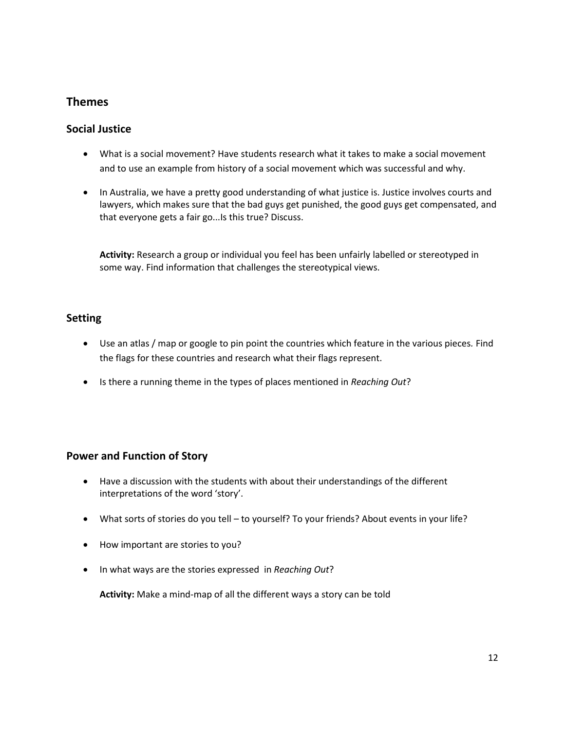## Themes

### Social Justice

- What is a social movement? Have students research what it takes to make a social movement and to use an example from history of a social movement which was successful and why.

- In Australia, we have a pretty good understanding of what justice is. Justice involves courts and lawyers, which makes sure that the bad guys get punished, the good guys get compensated, and that everyone gets a fair go...Is this true? Discuss.

  **Activity:** Research a group or individual you feel has been unfairly labelled or stereotyped in some way. Find information that challenges the stereotypical views.

### Setting

- Use an atlas / map or google to pin point the countries which feature in the various pieces. Find the flags for these countries and research what their flags represent.

- Is there a running theme in the types of places mentioned in *Reaching Out*?

### Power and Function of Story

- Have a discussion with the students with about their understandings of the different interpretations of the word 'story'.

- What sorts of stories do you tell – to yourself? To your friends? About events in your life?

- How important are stories to you?

- In what ways are the stories expressed in *Reaching Out*?

  **Activity:** Make a mind-map of all the different ways a story can be told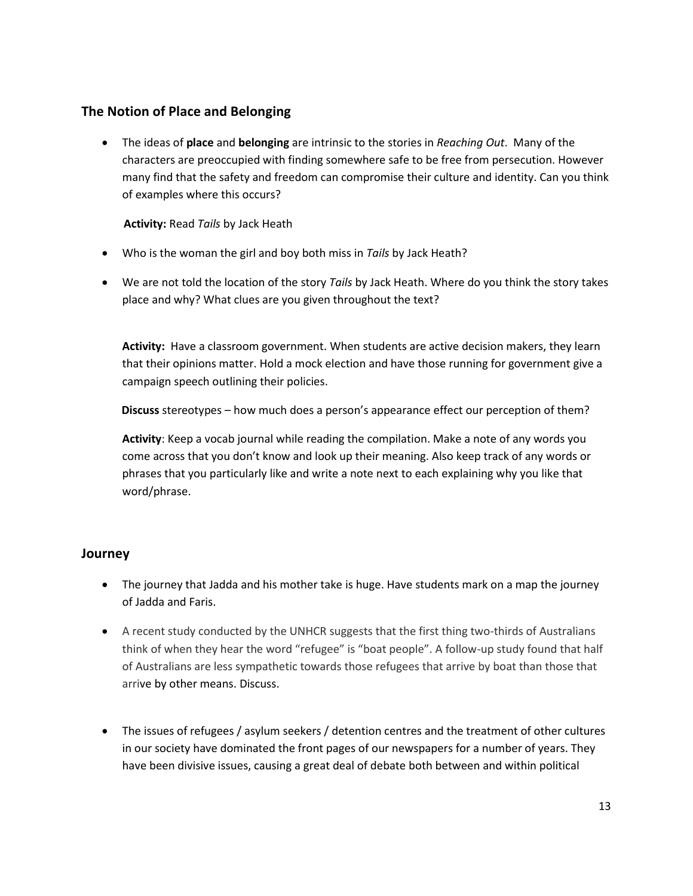## The Notion of Place and Belonging

- The ideas of **place** and **belonging** are intrinsic to the stories in *Reaching Out*. Many of the characters are preoccupied with finding somewhere safe to be free from persecution. However many find that the safety and freedom can compromise their culture and identity. Can you think of examples where this occurs?

  **Activity:** Read *Tails* by Jack Heath

- Who is the woman the girl and boy both miss in *Tails* by Jack Heath?
- We are not told the location of the story *Tails* by Jack Heath. Where do you think the story takes place and why? What clues are you given throughout the text?

  **Activity:** Have a classroom government. When students are active decision makers, they learn that their opinions matter. Hold a mock election and have those running for government give a campaign speech outlining their policies.

  **Discuss** stereotypes – how much does a person's appearance effect our perception of them?

  **Activity**: Keep a vocab journal while reading the compilation. Make a note of any words you come across that you don't know and look up their meaning. Also keep track of any words or phrases that you particularly like and write a note next to each explaining why you like that word/phrase.

## Journey

- The journey that Jadda and his mother take is huge. Have students mark on a map the journey of Jadda and Faris.
- A recent study conducted by the UNHCR suggests that the first thing two-thirds of Australians think of when they hear the word "refugee" is "boat people". A follow-up study found that half of Australians are less sympathetic towards those refugees that arrive by boat than those that arrive by other means. Discuss.
- The issues of refugees / asylum seekers / detention centres and the treatment of other cultures in our society have dominated the front pages of our newspapers for a number of years. They have been divisive issues, causing a great deal of debate both between and within political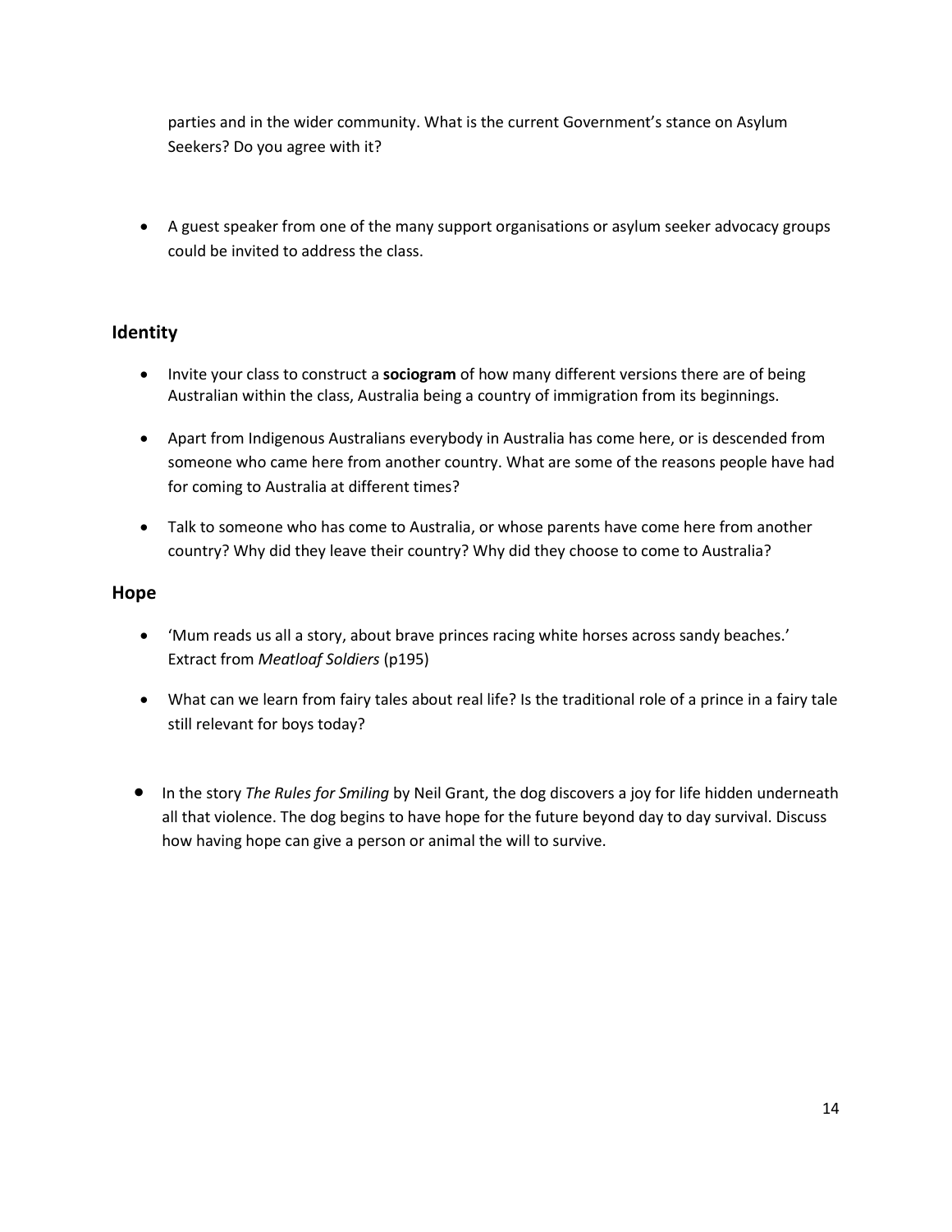parties and in the wider community. What is the current Government's stance on Asylum Seekers? Do you agree with it?

- A guest speaker from one of the many support organisations or asylum seeker advocacy groups could be invited to address the class.

## Identity

- Invite your class to construct a **sociogram** of how many different versions there are of being Australian within the class, Australia being a country of immigration from its beginnings.

- Apart from Indigenous Australians everybody in Australia has come here, or is descended from someone who came here from another country. What are some of the reasons people have had for coming to Australia at different times?

- Talk to someone who has come to Australia, or whose parents have come here from another country? Why did they leave their country? Why did they choose to come to Australia?

## Hope

- 'Mum reads us all a story, about brave princes racing white horses across sandy beaches.' Extract from *Meatloaf Soldiers* (p195)

- What can we learn from fairy tales about real life? Is the traditional role of a prince in a fairy tale still relevant for boys today?

- In the story *The Rules for Smiling* by Neil Grant, the dog discovers a joy for life hidden underneath all that violence. The dog begins to have hope for the future beyond day to day survival. Discuss how having hope can give a person or animal the will to survive.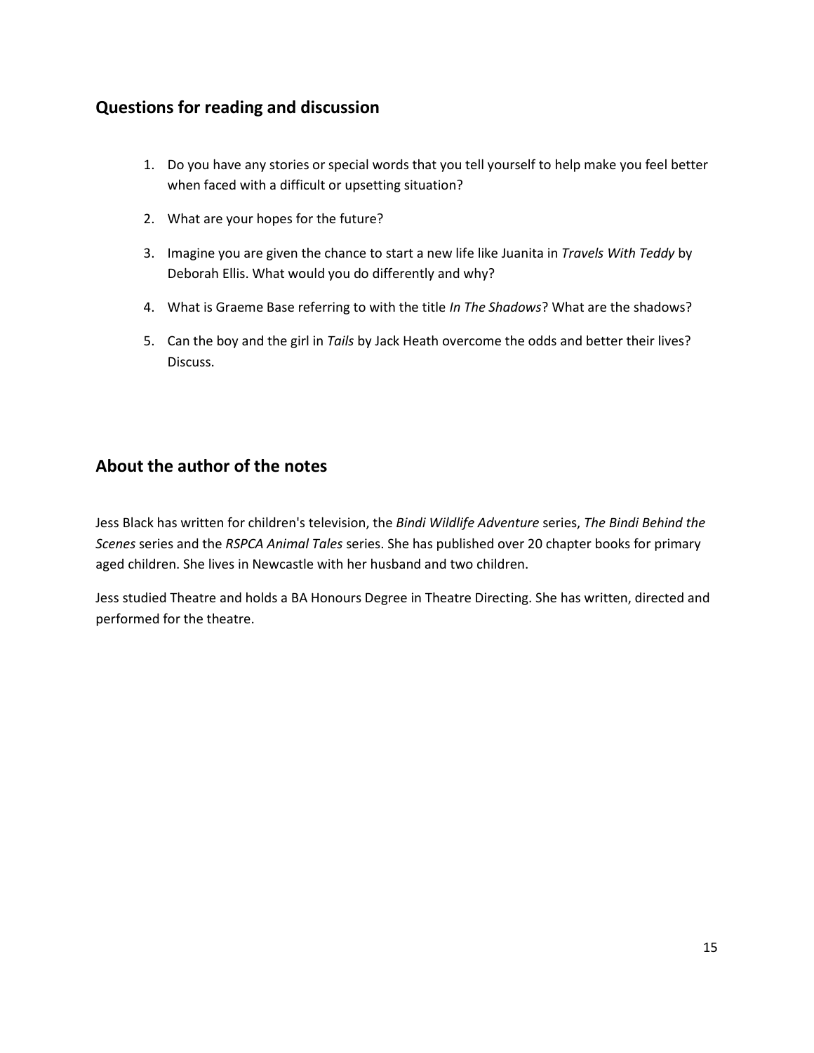## Questions for reading and discussion

1. Do you have any stories or special words that you tell yourself to help make you feel better when faced with a difficult or upsetting situation?
2. What are your hopes for the future?
3. Imagine you are given the chance to start a new life like Juanita in *Travels With Teddy* by Deborah Ellis. What would you do differently and why?
4. What is Graeme Base referring to with the title *In The Shadows*? What are the shadows?
5. Can the boy and the girl in *Tails* by Jack Heath overcome the odds and better their lives? Discuss.

## About the author of the notes

Jess Black has written for children's television, the *Bindi Wildlife Adventure* series, *The Bindi Behind the Scenes* series and the *RSPCA Animal Tales* series. She has published over 20 chapter books for primary aged children. She lives in Newcastle with her husband and two children.

Jess studied Theatre and holds a BA Honours Degree in Theatre Directing. She has written, directed and performed for the theatre.